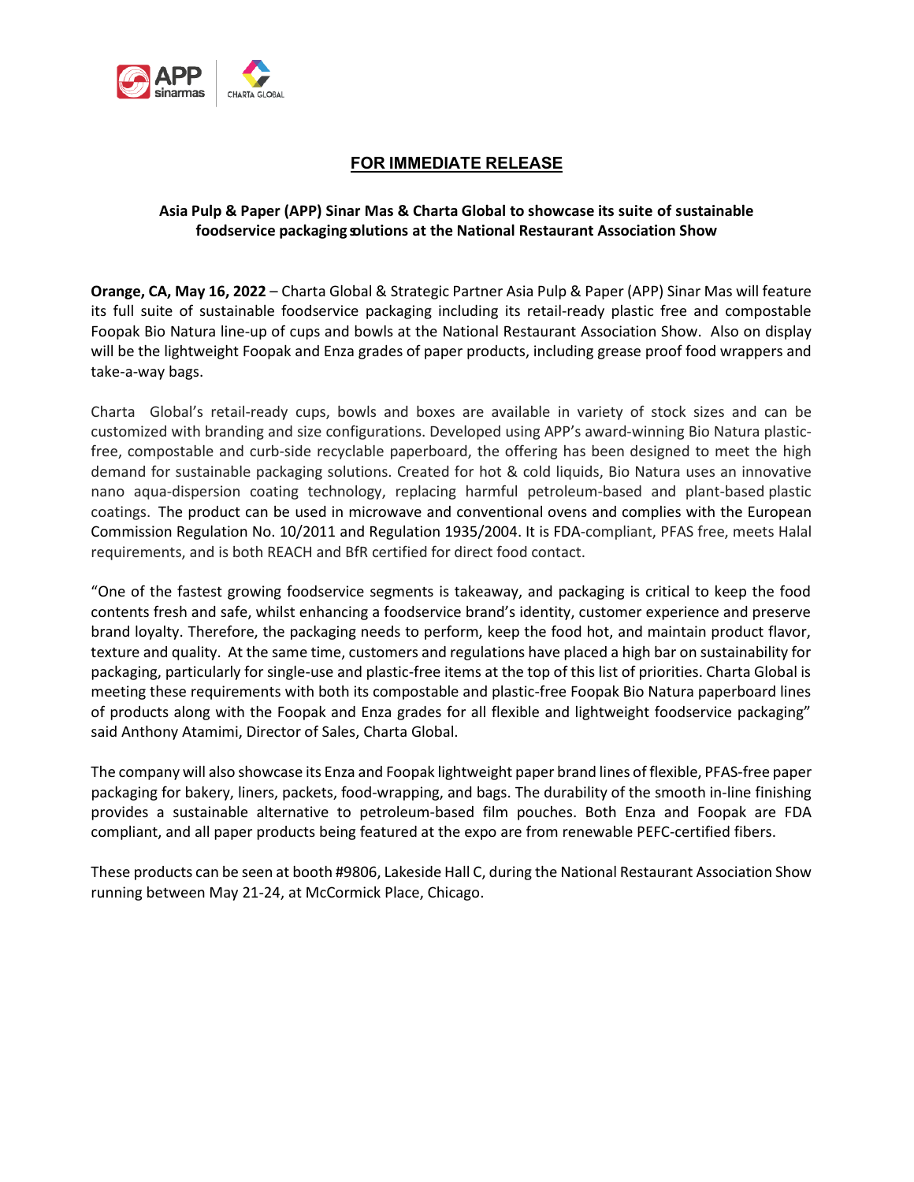**FOR IMMEDIATE RELEASE**

**Asia Pulp & Paper (APP) Sinar Mas & Charta Global to showcase its suite of sustainable foodservice packaging solutions at the National Restaurant Association Show**

**Orange, CA, May 16, 2022** – Charta Global & Strategic Partner Asia Pulp & Paper (APP) Sinar Mas will feature its full suite of sustainable foodservice packaging including its retail-ready plastic free and compostable Foopak Bio Natura line-up of cups and bowls at the National Restaurant Association Show. Also on display will be the lightweight Foopak and Enza grades of paper products, including grease proof food wrappers and take-a-way bags.

Charta Global's retail-ready cups, bowls and boxes are available in variety of stock sizes and can be customized with branding and size configurations. Developed using APP's award-winning Bio Natura plastic-free, compostable and curb-side recyclable paperboard, the offering has been designed to meet the high demand for sustainable packaging solutions. Created for hot & cold liquids, Bio Natura uses an innovative nano aqua-dispersion coating technology, replacing harmful petroleum-based and plant-based plastic coatings. The product can be used in microwave and conventional ovens and complies with the European Commission Regulation No. 10/2011 and Regulation 1935/2004. It is FDA-compliant, PFAS free, meets Halal requirements, and is both REACH and BfR certified for direct food contact.

"One of the fastest growing foodservice segments is takeaway, and packaging is critical to keep the food contents fresh and safe, whilst enhancing a foodservice brand's identity, customer experience and preserve brand loyalty. Therefore, the packaging needs to perform, keep the food hot, and maintain product flavor, texture and quality. At the same time, customers and regulations have placed a high bar on sustainability for packaging, particularly for single-use and plastic-free items at the top of this list of priorities. Charta Global is meeting these requirements with both its compostable and plastic-free Foopak Bio Natura paperboard lines of products along with the Foopak and Enza grades for all flexible and lightweight foodservice packaging" said Anthony Atamimi, Director of Sales, Charta Global.

The company will also showcase its Enza and Foopak lightweight paper brand lines of flexible, PFAS-free paper packaging for bakery, liners, packets, food-wrapping, and bags. The durability of the smooth in-line finishing provides a sustainable alternative to petroleum-based film pouches. Both Enza and Foopak are FDA compliant, and all paper products being featured at the expo are from renewable PEFC-certified fibers.

These products can be seen at booth #9806, Lakeside Hall C, during the National Restaurant Association Show running between May 21-24, at McCormick Place, Chicago.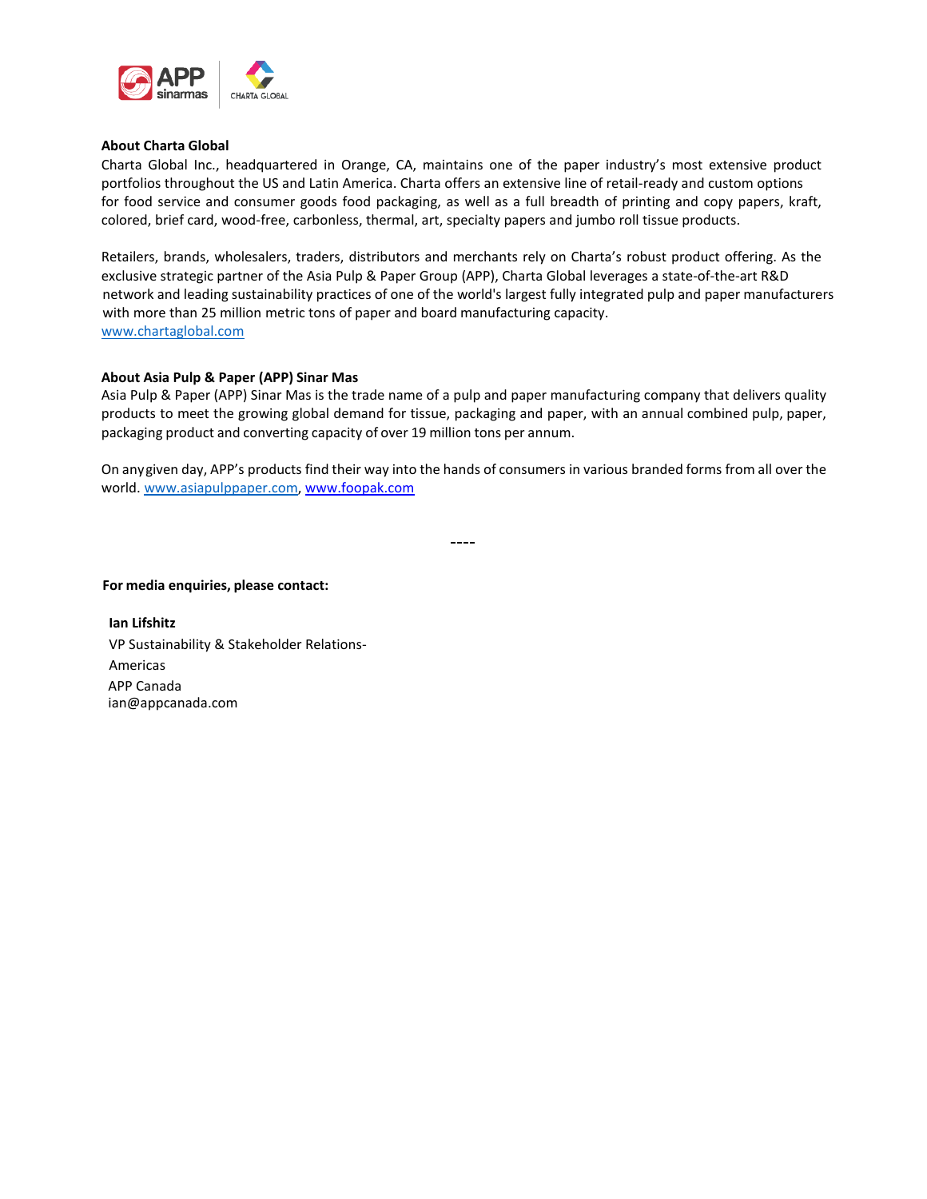**About Charta Global**

Charta Global Inc., headquartered in Orange, CA, maintains one of the paper industry's most extensive product portfolios throughout the US and Latin America. Charta offers an extensive line of retail-ready and custom options for food service and consumer goods food packaging, as well as a full breadth of printing and copy papers, kraft, colored, brief card, wood-free, carbonless, thermal, art, specialty papers and jumbo roll tissue products.

Retailers, brands, wholesalers, traders, distributors and merchants rely on Charta's robust product offering. As the exclusive strategic partner of the Asia Pulp & Paper Group (APP), Charta Global leverages a state-of-the-art R&D network and leading sustainability practices of one of the world's largest fully integrated pulp and paper manufacturers with more than 25 million metric tons of paper and board manufacturing capacity.
www.chartaglobal.com

**About Asia Pulp & Paper (APP) Sinar Mas**

Asia Pulp & Paper (APP) Sinar Mas is the trade name of a pulp and paper manufacturing company that delivers quality products to meet the growing global demand for tissue, packaging and paper, with an annual combined pulp, paper, packaging product and converting capacity of over 19 million tons per annum.

On anygiven day, APP's products find their way into the hands of consumers in various branded forms from all over the world. www.asiapulppaper.com, www.foopak.com

----

**For media enquiries, please contact:**

**Ian Lifshitz**
VP Sustainability & Stakeholder Relations-Americas
APP Canada
ian@appcanada.com